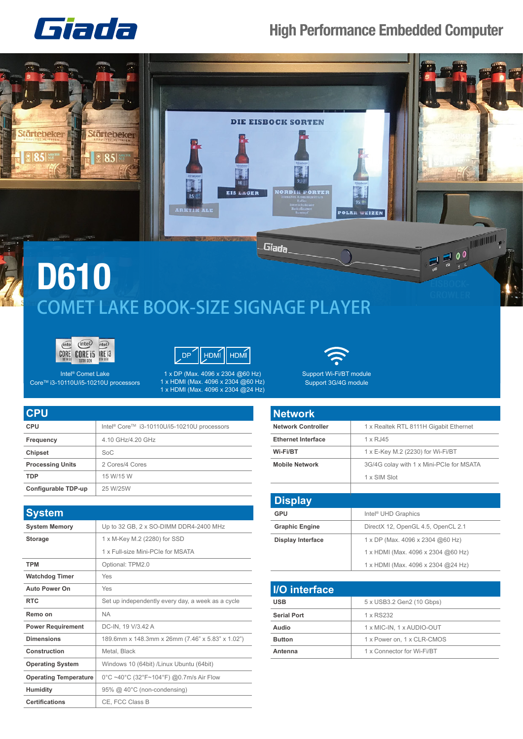# Giada

## High Performance Embedded Computer

# D610

## COMET LAKE BOOK-SIZE SIGNAGE PLAYER

Intel® Comet Lake
Core™ i3-10110U/i5-10210U processors

1 x DP (Max. 4096 x 2304 @60 Hz)
1 x HDMI (Max. 4096 x 2304 @60 Hz)
1 x HDMI (Max. 4096 x 2304 @24 Hz)

Support Wi-Fi/BT module
Support 3G/4G module

## CPU

| CPU | |
|---|---|
| CPU | Intel® Core™ i3-10110U/i5-10210U processors |
| Frequency | 4.10 GHz/4.20 GHz |
| Chipset | SoC |
| Processing Units | 2 Cores/4 Cores |
| TDP | 15 W/15 W |
| Configurable TDP-up | 25 W/25W |

## System

| System | |
|---|---|
| System Memory | Up to 32 GB, 2 x SO-DIMM DDR4-2400 MHz |
| Storage | 1 x M-Key M.2 (2280) for SSD<br>1 x Full-size Mini-PCIe for MSATA |
| TPM | Optional: TPM2.0 |
| Watchdog Timer | Yes |
| Auto Power On | Yes |
| RTC | Set up independently every day, a week as a cycle |
| Remo on | NA |
| Power Requirement | DC-IN, 19 V/3.42 A |
| Dimensions | 189.6mm x 148.3mm x 26mm (7.46" x 5.83" x 1.02") |
| Construction | Metal, Black |
| Operating System | Windows 10 (64bit) /Linux Ubuntu (64bit) |
| Operating Temperature | 0°C ~40°C (32°F~104°F) @0.7m/s Air Flow |
| Humidity | 95% @ 40°C (non-condensing) |
| Certifications | CE, FCC Class B |

## Network

| Network | |
|---|---|
| Network Controller | 1 x Realtek RTL 8111H Gigabit Ethernet |
| Ethernet Interface | 1 x RJ45 |
| Wi-Fi/BT | 1 x E-Key M.2 (2230) for Wi-Fi/BT |
| Mobile Network | 3G/4G colay with 1 x Mini-PCIe for MSATA<br>1 x SIM Slot |

## Display

| Display | |
|---|---|
| GPU | Intel® UHD Graphics |
| Graphic Engine | DirectX 12, OpenGL 4.5, OpenCL 2.1 |
| Display Interface | 1 x DP (Max. 4096 x 2304 @60 Hz)<br>1 x HDMI (Max. 4096 x 2304 @60 Hz)<br>1 x HDMI (Max. 4096 x 2304 @24 Hz) |

## I/O interface

| I/O interface | |
|---|---|
| USB | 5 x USB3.2 Gen2 (10 Gbps) |
| Serial Port | 1 x RS232 |
| Audio | 1 x MIC-IN, 1 x AUDIO-OUT |
| Button | 1 x Power on, 1 x CLR-CMOS |
| Antenna | 1 x Connector for Wi-Fi/BT |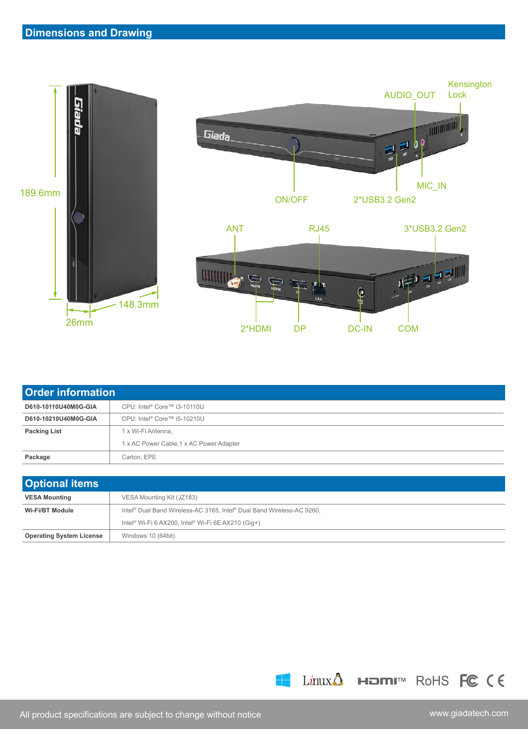## Dimensions and Drawing

189.6mm

26mm

148.3mm

AUDIO_OUT

Kensington Lock

ON/OFF

2*USB3.2 Gen2

MIC_IN

ANT

RJ45

3*USB3.2 Gen2

2*HDMI

DP

DC-IN

COM

## Order information

| | |
|---|---|
| **D610-10110U40M0G-GIA** | CPU: Intel® Core™ i3-10110U |
| **D610-10210U40M0G-GIA** | CPU: Intel® Core™ i5-10210U |
| **Packing List** | 1 x Wi-Fi Antenna,<br>1 x AC Power Cable,1 x AC Power Adapter |
| **Package** | Carton, EPE |

## Optional items

| | |
|---|---|
| **VESA Mounting** | VESA Mounting Kit (JZ183) |
| **Wi-Fi/BT Module** | Intel® Dual Band Wireless-AC 3165, Intel® Dual Band Wireless-AC 9260,<br>Intel® Wi-Fi 6 AX200, Intel® Wi-Fi 6E AX210 (Gig+) |
| **Operating System License** | Windows 10 (64bit) |

All product specifications are subject to change without notice

www.giadatech.com